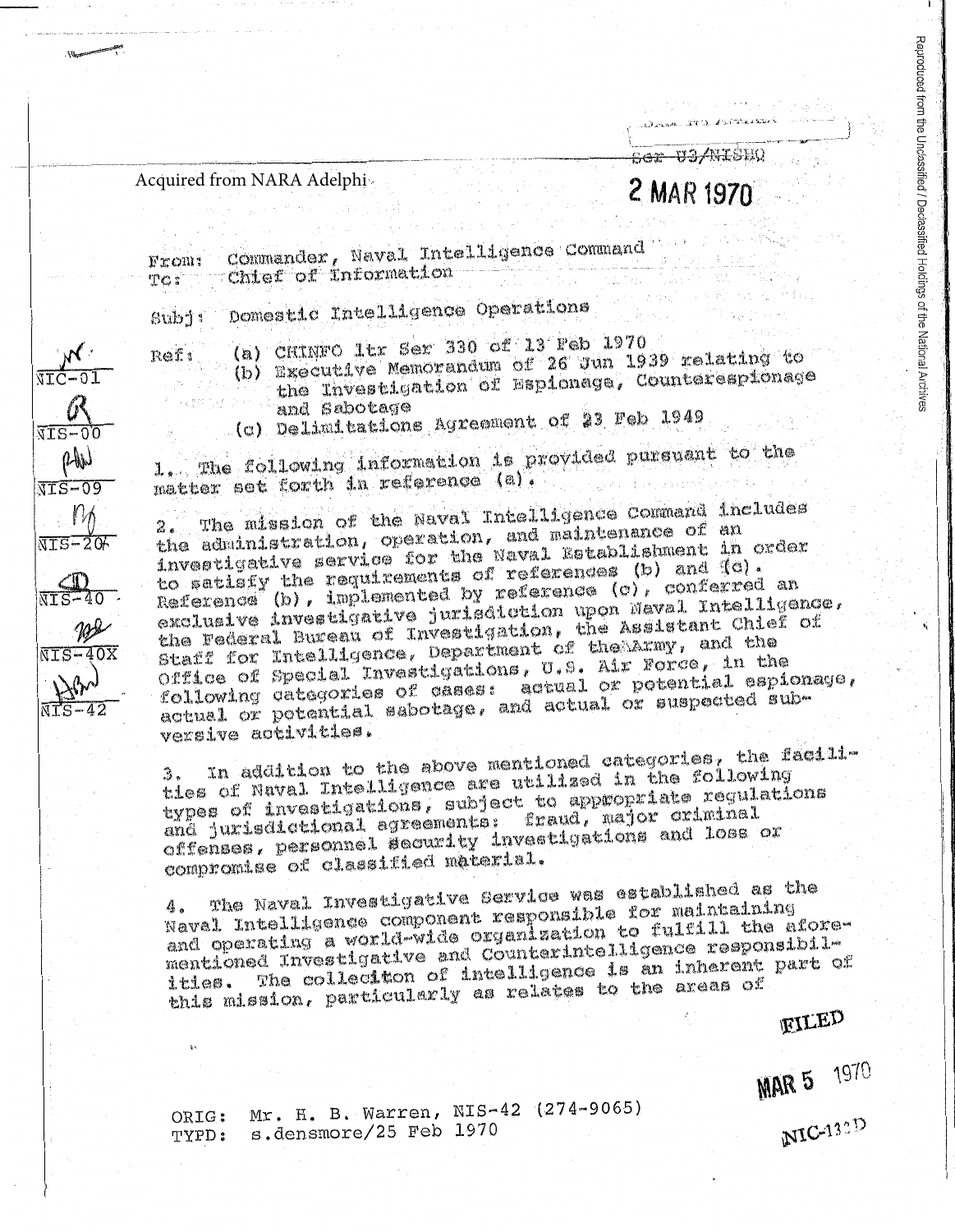Acquired from NARA Adelphi

~~Ser 03/NISHQ~~

2 MAR 1970

From: Commander, Naval Intelligence Command
To: Chief of Information

Subj: Domestic Intelligence Operations

Ref: (a) CHINFO ltr Ser 330 of 13 Feb 1970
(b) Executive Memorandum of 26 Jun 1939 relating to the Investigation of Espionage, Counterespionage and Sabotage
(c) Delimitations Agreement of 23 Feb 1949

NIC-01
NIS-00
NIS-09
NIS-20A
NIS-40
NIS-40X
NIS-42

1. The following information is provided pursuant to the matter set forth in reference (a).

2. The mission of the Naval Intelligence Command includes the administration, operation, and maintenance of an investigative service for the Naval Establishment in order to satisfy the requirements of references (b) and (c). Reference (b), implemented by reference (c), conferred an exclusive investigative jurisdiction upon Naval Intelligence, the Federal Bureau of Investigation, the Assistant Chief of Staff for Intelligence, Department of the Army, and the Office of Special Investigations, U.S. Air Force, in the following categories of cases: actual or potential espionage, actual or potential sabotage, and actual or suspected subversive activities.

3. In addition to the above mentioned categories, the facilities of Naval Intelligence are utilized in the following types of investigations, subject to approrpriate regulations and jurisdictional agreements: fraud, major criminal offenses, personnel security investigations and loss or compromise of classified material.

4. The Naval Investigative Service was established as the Naval Intelligence component responsible for maintaining and operating a world-wide organization to fulfill the aforementioned Investigative and Counterintelligence responsibilities. The colleciton of intelligence is an inherent part of this mission, particularly as relates to the areas of

FILED

MAR 5 1970

NIC-13?D

ORIG: Mr. H. B. Warren, NIS-42 (274-9065)
TYPD: s.densmore/25 Feb 1970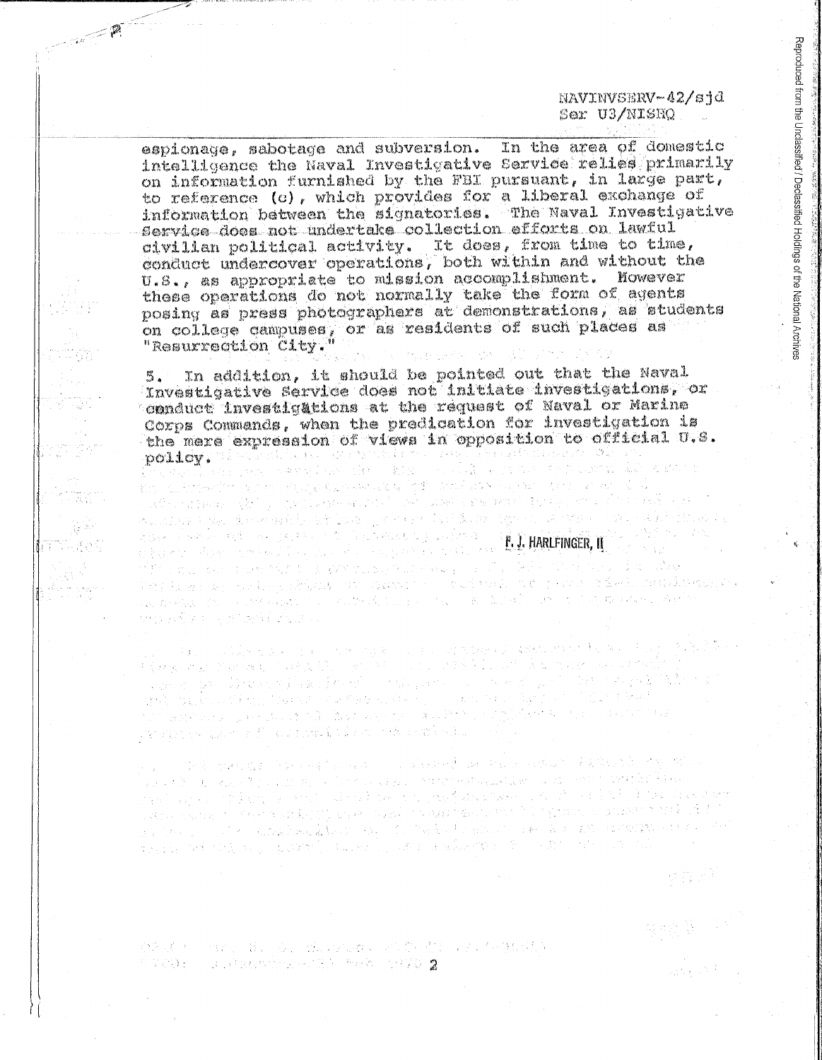NAVINVSERV-42/sjd
Ser U3/NISHQ

espionage, sabotage and subversion. In the area of domestic intelligence the Naval Investigative Service relies primarily on information furnished by the FBI pursuant, in large part, to reference (c), which provides for a liberal exchange of information between the signatories. The Naval Investigative Service does not undertake collection efforts on lawful civilian political activity. It does, from time to time, conduct undercover operations, both within and without the U.S., as appropriate to mission accomplishment. However these operations do not normally take the form of agents posing as press photographers at demonstrations, as students on college campuses, or as residents of such places as "Resurrection City."

5. In addition, it should be pointed out that the Naval Investigative Service does not initiate investigations, or conduct investigations at the request of Naval or Marine Corps Commands, when the predication for investigation is the mere expression of views in opposition to official U.S. policy.

F. J. HARLFINGER, II